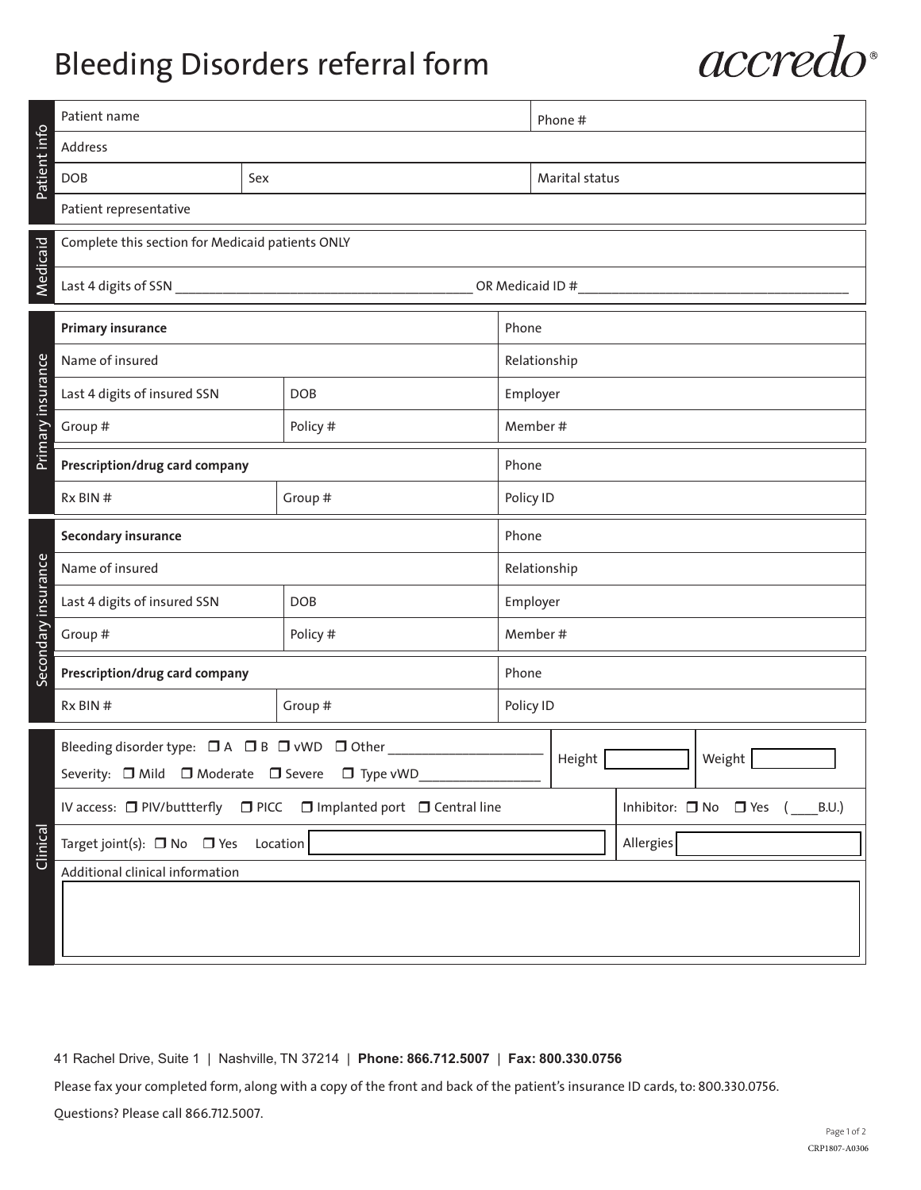# Bleeding Disorders referral form

accredo®

## Patient info

| Patient name | | Phone # |
|---|---|---|
| Address | | |
| DOB | Sex | Marital status |
| Patient representative | | |

## Medicaid

Complete this section for Medicaid patients ONLY

Last 4 digits of SSN ________________________________________ OR Medicaid ID #______________________________________

## Primary insurance

| **Primary insurance** | | Phone |
|---|---|---|
| Name of insured | | Relationship |
| Last 4 digits of insured SSN | DOB | Employer |
| Group # | Policy # | Member # |
| **Prescription/drug card company** | | Phone |
| Rx BIN # | Group # | Policy ID |

## Secondary insurance

| **Secondary insurance** | | Phone |
|---|---|---|
| Name of insured | | Relationship |
| Last 4 digits of insured SSN | DOB | Employer |
| Group # | Policy # | Member # |
| **Prescription/drug card company** | | Phone |
| Rx BIN # | Group # | Policy ID |

## Clinical

Bleeding disorder type: ❒ A ❒ B ❒ vWD ❒ Other ______________________

Severity: ❒ Mild ❒ Moderate ❒ Severe ❒ Type vWD_________________

Height [ ] Weight [ ]

IV access: ❒ PIV/buttterfly ❒ PICC ❒ Implanted port ❒ Central line

Inhibitor: ❒ No ❒ Yes ( ____B.U.)

Target joint(s): ❒ No ❒ Yes Location [ ]

Allergies [ ]

Additional clinical information

[ ]

41 Rachel Drive, Suite 1 | Nashville, TN 37214 | **Phone: 866.712.5007** | **Fax: 800.330.0756**

Please fax your completed form, along with a copy of the front and back of the patient's insurance ID cards, to: 800.330.0756.

Questions? Please call 866.712.5007.

CRP1807-A0306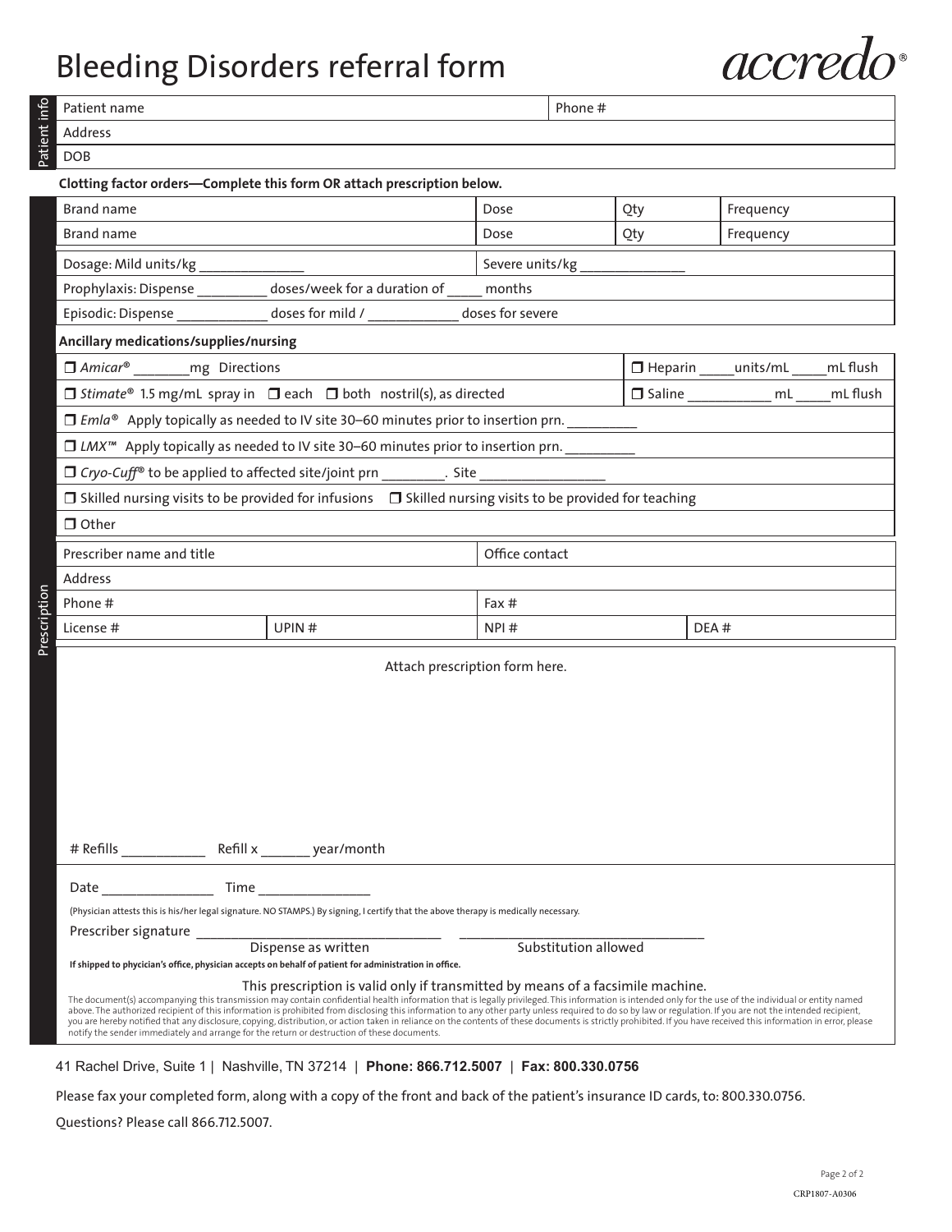# Bleeding Disorders referral form

accredo®

**Patient info**

| | |
|---|---|
| Patient name | Phone # |
| Address | |
| DOB | |

**Clotting factor orders—Complete this form OR attach prescription below.**

**Prescription**

| | | | |
|---|---|---|---|
| Brand name | Dose | Qty | Frequency |
| Brand name | Dose | Qty | Frequency |

Dosage: Mild units/kg ______________ Severe units/kg ______________

Prophylaxis: Dispense _________ doses/week for a duration of _____ months

Episodic: Dispense ____________ doses for mild / ____________ doses for severe

**Ancillary medications/supplies/nursing**

- ☐ *Amicar*® _______mg Directions
- ☐ Heparin _____units/mL _____mL flush
- ☐ *Stimate*® 1.5 mg/mL spray in ☐ each ☐ both nostril(s), as directed
- ☐ Saline ___________ mL _____mL flush
- ☐ *Emla*® Apply topically as needed to IV site 30–60 minutes prior to insertion prn. _________
- ☐ *LMX*™ Apply topically as needed to IV site 30–60 minutes prior to insertion prn. _________
- ☐ *Cryo-Cuff*® to be applied to affected site/joint prn ________. Site ________________
- ☐ Skilled nursing visits to be provided for infusions ☐ Skilled nursing visits to be provided for teaching
- ☐ Other

| | | | |
|---|---|---|---|
| Prescriber name and title | | Office contact | |
| Address | | | |
| Phone # | | Fax # | |
| License # | UPIN # | NPI # | DEA # |

Attach prescription form here.

# Refills ___________ Refill x _______ year/month

Date _______________ Time _______________

(Physician attests this is his/her legal signature. NO STAMPS.) By signing, I certify that the above therapy is medically necessary.

Prescriber signature ________________________________ ________________________________

Dispense as written Substitution allowed

**If shipped to phycician's office, physician accepts on behalf of patient for administration in office.**

This prescription is valid only if transmitted by means of a facsimile machine.

The document(s) accompanying this transmission may contain confidential health information that is legally privileged. This information is intended only for the use of the individual or entity named above. The authorized recipient of this information is prohibited from disclosing this information to any other party unless required to do so by law or regulation. If you are not the intended recipient, you are hereby notified that any disclosure, copying, distribution, or action taken in reliance on the contents of these documents is strictly prohibited. If you have received this information in error, please notify the sender immediately and arrange for the return or destruction of these documents.

41 Rachel Drive, Suite 1 | Nashville, TN 37214 | **Phone: 866.712.5007** | **Fax: 800.330.0756**

Please fax your completed form, along with a copy of the front and back of the patient's insurance ID cards, to: 800.330.0756.

Questions? Please call 866.712.5007.

CRP1807-A0306